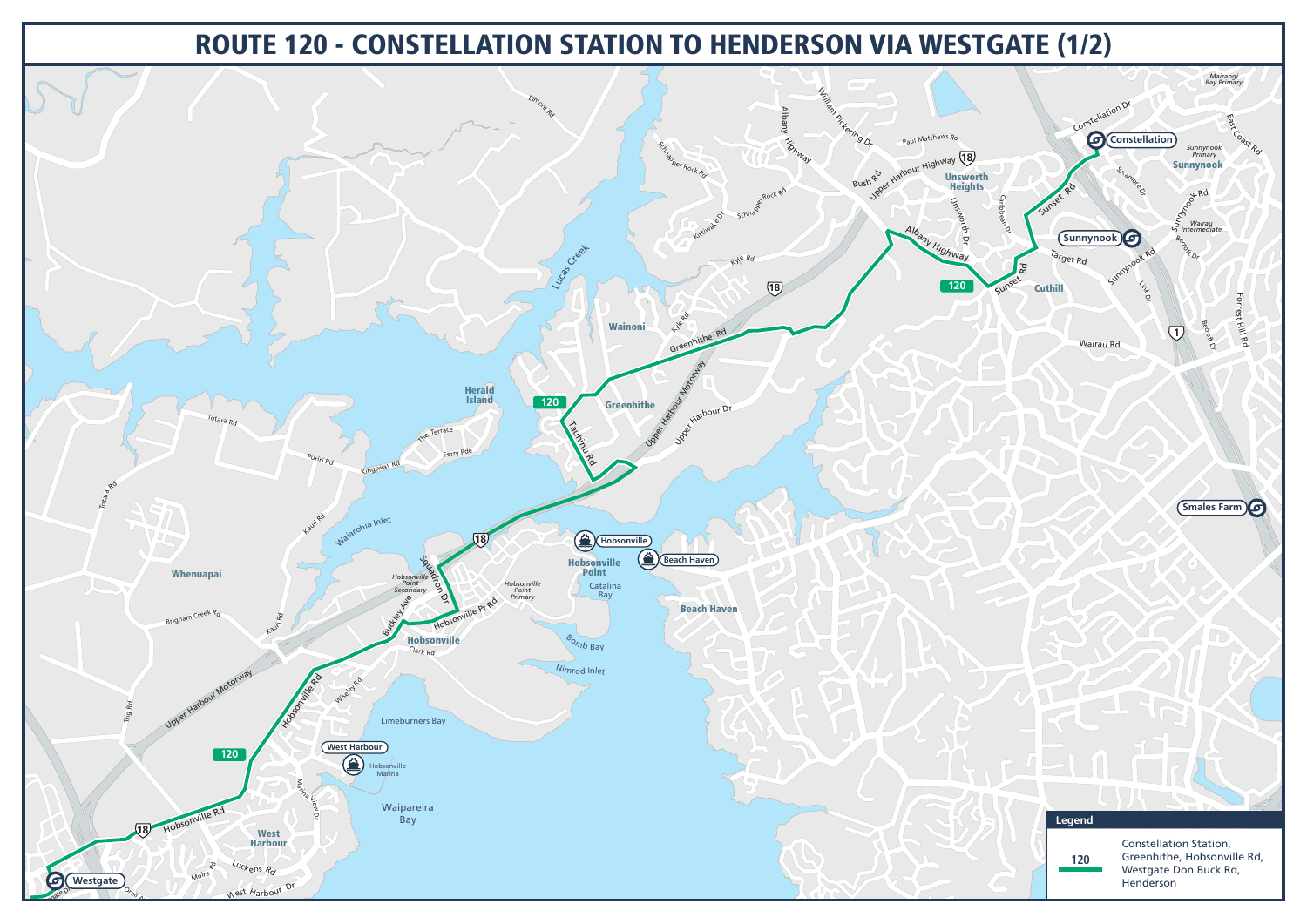# ROUTE 120 - CONSTELLATION STATION TO HENDERSON VIA WESTGATE (1/2)

**Legend**

| 120 | Constellation Station, Greenhithe, Hobsonville Rd, Westgate Don Buck Rd, Henderson |
|---|---|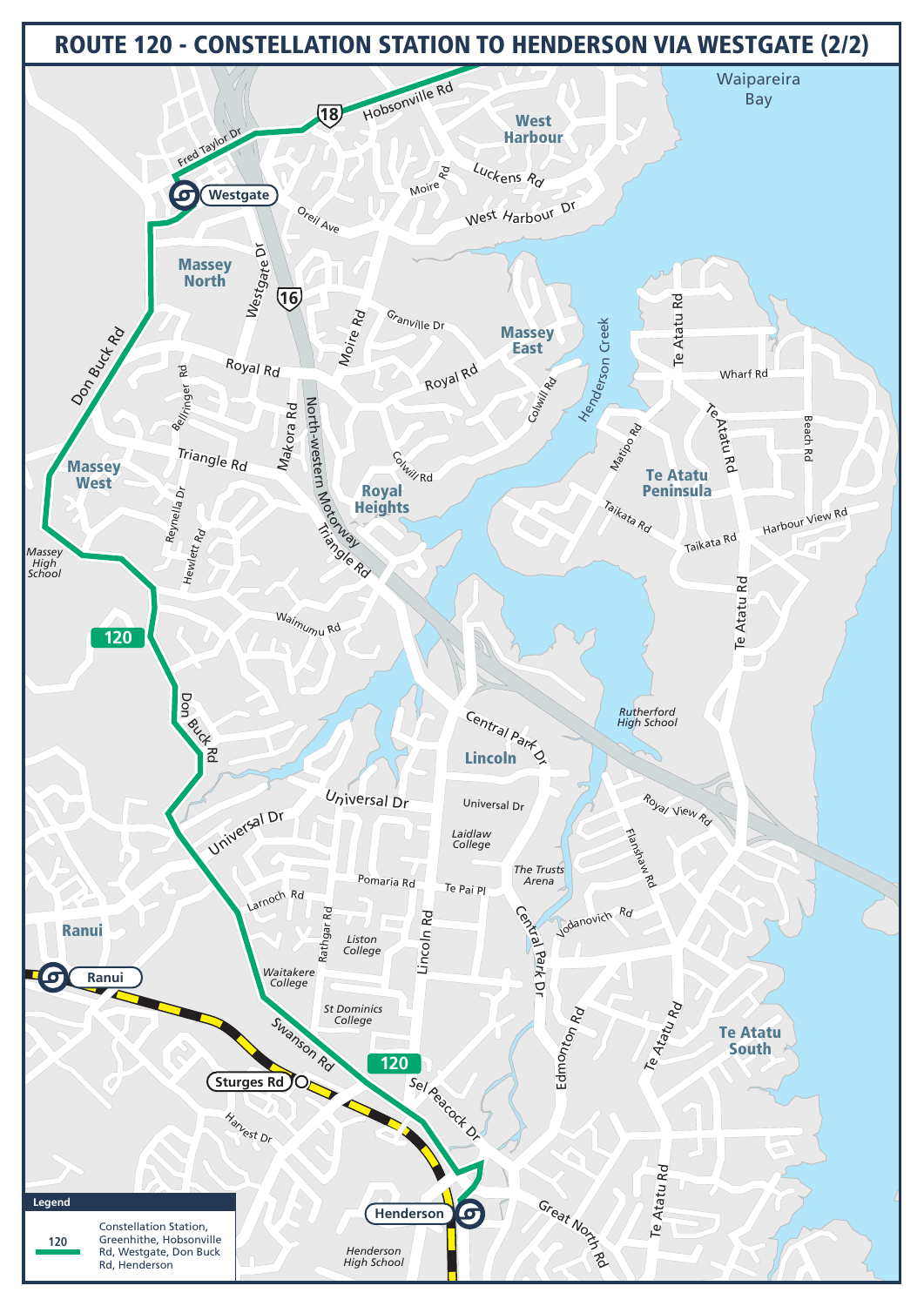# ROUTE 120 - CONSTELLATION STATION TO HENDERSON VIA WESTGATE (2/2)

Waipareira Bay

West Harbour

Massey North

Massey East

Massey West

Royal Heights

Te Atatu Peninsula

Lincoln

Ranui

Te Atatu South

Westgate

Ranui

Sturges Rd

Henderson

Hobsonville Rd

Fred Taylor Dr

Luckens Rd

Moire Rd

West Harbour Dr

Oreil Ave

Westgate Dr

Granville Dr

Don Buck Rd

Royal Rd

Bellringer Rd

Makora Rd

North-western Motorway

Colwill Rd

Henderson Creek

Te Atatu Rd

Wharf Rd

Matipo Rd

Beach Rd

Triangle Rd

Reynella Dr

Hewlett Rd

Taikata Rd

Harbour View Rd

Massey High School

Waimumu Rd

Rutherford High School

Central Park Dr

Universal Dr

Royal View Rd

Flanshaw Rd

Laidlaw College

Pomaria Rd

Te Pai Pl

The Trusts Arena

Larnoch Rd

Rathgar Rd

Liston College

Lincoln Rd

Vodanovich Rd

Waitakere College

St Dominics College

Edmonton Rd

Swanson Rd

Sel Peacock Dr

Harvest Dr

Great North Rd

Henderson High School

120

**Legend**

120 — Constellation Station, Greenhithe, Hobsonville Rd, Westgate, Don Buck Rd, Henderson